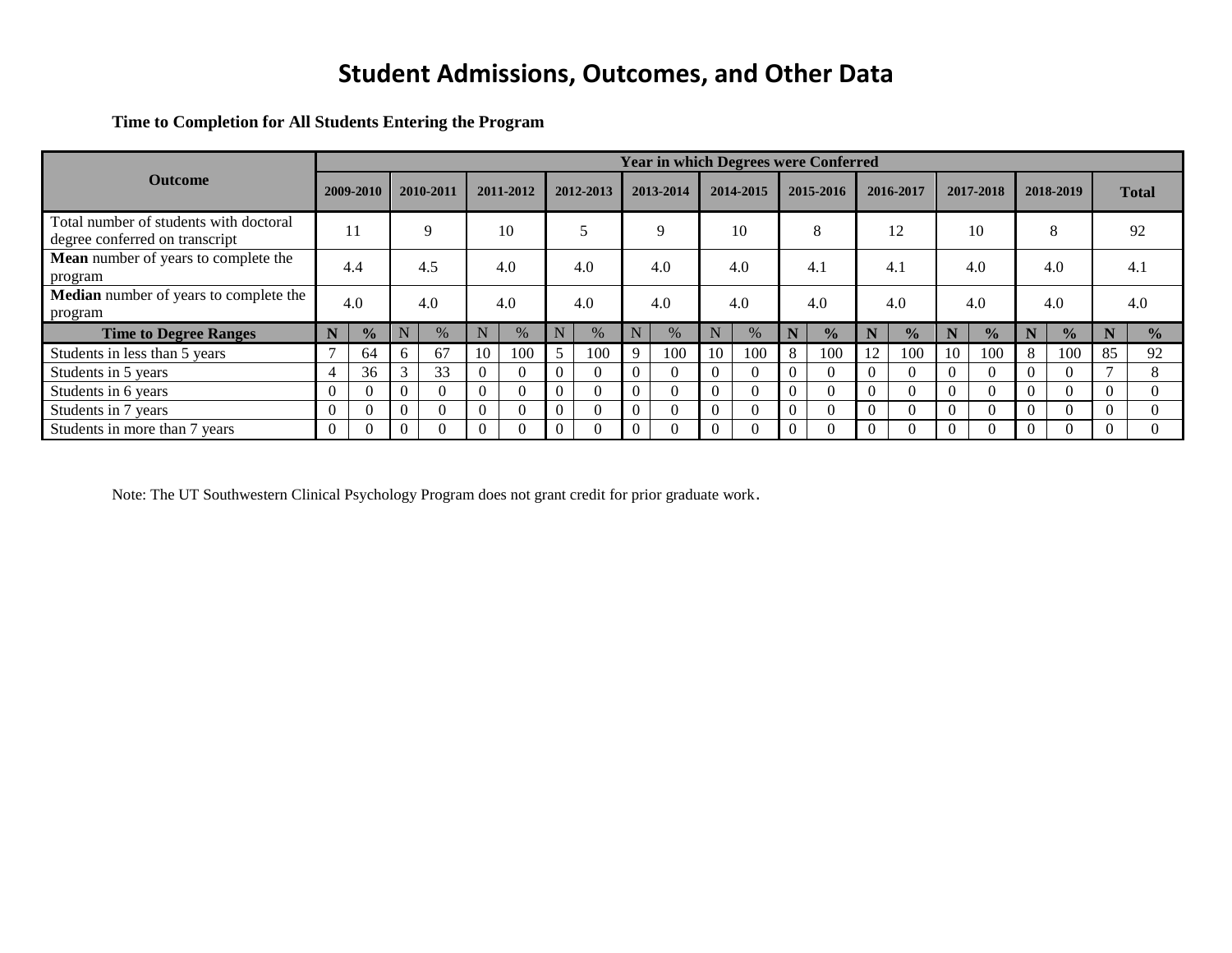# Student Admissions, Outcomes, and Other Data

**Time to Completion for All Students Entering the Program**

| Outcome | Year in which Degrees were Conferred | | | | | | | | | | | | | | | | | | | | | |
|---|---|---|---|---|---|---|---|---|---|---|---|---|---|---|---|---|---|---|---|---|---|---|
| | 2009-2010 | | 2010-2011 | | 2011-2012 | | 2012-2013 | | 2013-2014 | | 2014-2015 | | 2015-2016 | | 2016-2017 | | 2017-2018 | | 2018-2019 | | Total | |
| Total number of students with doctoral degree conferred on transcript | 11 | | 9 | | 10 | | 5 | | 9 | | 10 | | 8 | | 12 | | 10 | | 8 | | 92 | |
| **Mean** number of years to complete the program | 4.4 | | 4.5 | | 4.0 | | 4.0 | | 4.0 | | 4.0 | | 4.1 | | 4.1 | | 4.0 | | 4.0 | | 4.1 | |
| **Median** number of years to complete the program | 4.0 | | 4.0 | | 4.0 | | 4.0 | | 4.0 | | 4.0 | | 4.0 | | 4.0 | | 4.0 | | 4.0 | | 4.0 | |
| **Time to Degree Ranges** | **N** | **%** | N | % | N | % | N | % | N | % | N | % | **N** | **%** | **N** | **%** | **N** | **%** | **N** | **%** | **N** | **%** |
| Students in less than 5 years | 7 | 64 | 6 | 67 | 10 | 100 | 5 | 100 | 9 | 100 | 10 | 100 | 8 | 100 | 12 | 100 | 10 | 100 | 8 | 100 | 85 | 92 |
| Students in 5 years | 4 | 36 | 3 | 33 | 0 | 0 | 0 | 0 | 0 | 0 | 0 | 0 | 0 | 0 | 0 | 0 | 0 | 0 | 0 | 0 | 7 | 8 |
| Students in 6 years | 0 | 0 | 0 | 0 | 0 | 0 | 0 | 0 | 0 | 0 | 0 | 0 | 0 | 0 | 0 | 0 | 0 | 0 | 0 | 0 | 0 | 0 |
| Students in 7 years | 0 | 0 | 0 | 0 | 0 | 0 | 0 | 0 | 0 | 0 | 0 | 0 | 0 | 0 | 0 | 0 | 0 | 0 | 0 | 0 | 0 | 0 |
| Students in more than 7 years | 0 | 0 | 0 | 0 | 0 | 0 | 0 | 0 | 0 | 0 | 0 | 0 | 0 | 0 | 0 | 0 | 0 | 0 | 0 | 0 | 0 | 0 |

Note: The UT Southwestern Clinical Psychology Program does not grant credit for prior graduate work.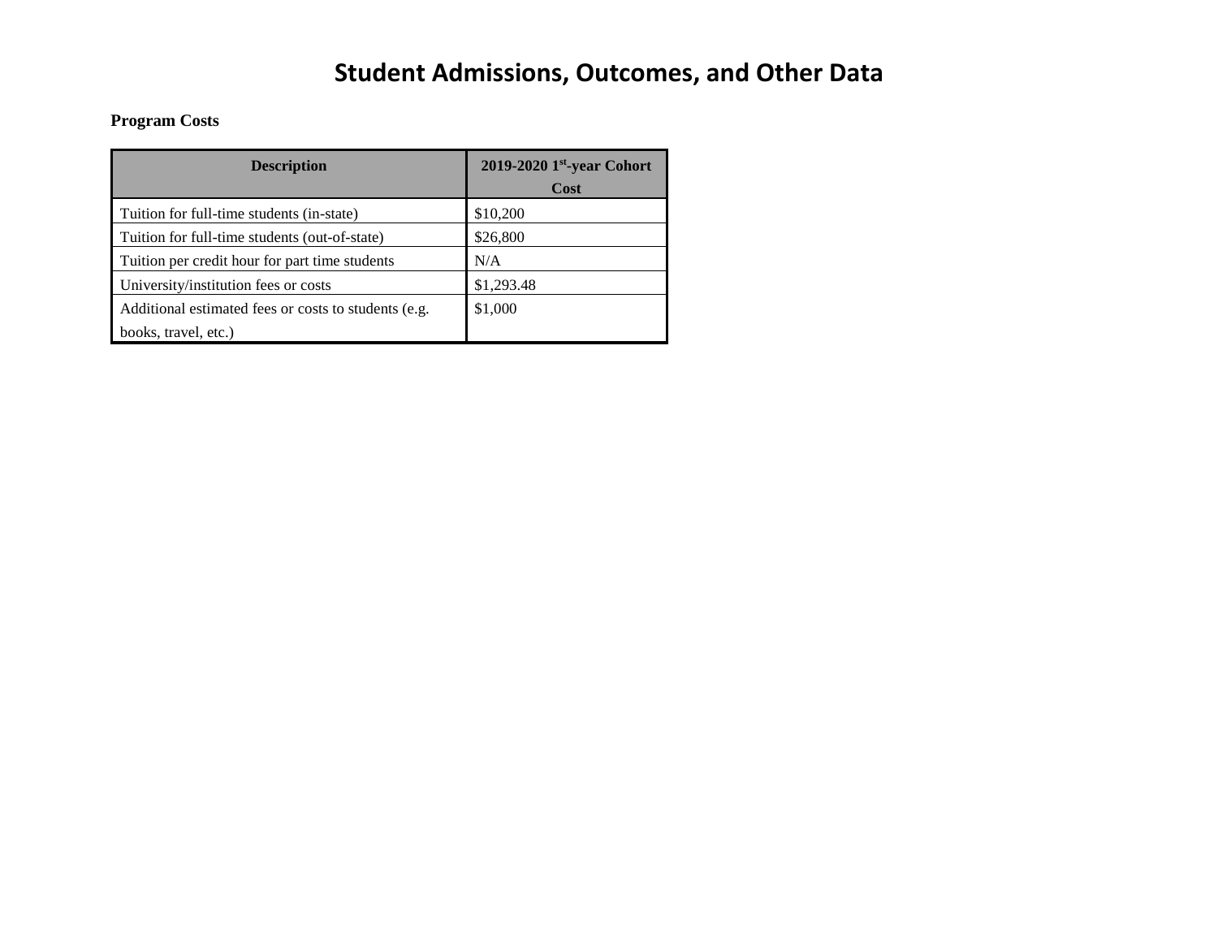# Student Admissions, Outcomes, and Other Data

**Program Costs**

| Description | 2019-2020 1st-year Cohort Cost |
|---|---|
| Tuition for full-time students (in-state) | $10,200 |
| Tuition for full-time students (out-of-state) | $26,800 |
| Tuition per credit hour for part time students | N/A |
| University/institution fees or costs | $1,293.48 |
| Additional estimated fees or costs to students (e.g. books, travel, etc.) | $1,000 |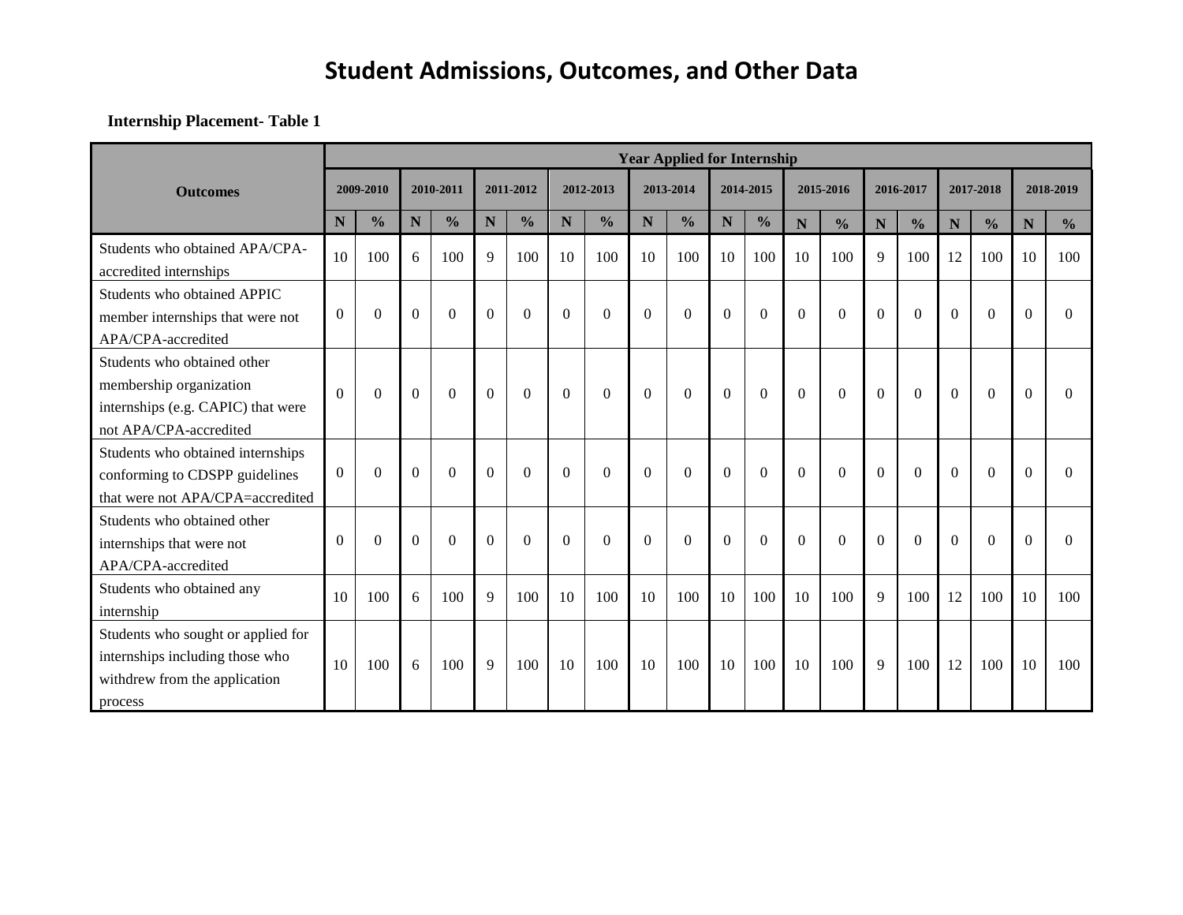# Student Admissions, Outcomes, and Other Data

**Internship Placement- Table 1**

| Outcomes | Year Applied for Internship | | | | | | | | | | | | | | | | | | | |
|---|---|---|---|---|---|---|---|---|---|---|---|---|---|---|---|---|---|---|---|---|
| | 2009-2010 | | 2010-2011 | | 2011-2012 | | 2012-2013 | | 2013-2014 | | 2014-2015 | | 2015-2016 | | 2016-2017 | | 2017-2018 | | 2018-2019 | |
| | N | % | N | % | N | % | N | % | N | % | N | % | N | % | N | % | N | % | N | % |
| Students who obtained APA/CPA-accredited internships | 10 | 100 | 6 | 100 | 9 | 100 | 10 | 100 | 10 | 100 | 10 | 100 | 10 | 100 | 9 | 100 | 12 | 100 | 10 | 100 |
| Students who obtained APPIC member internships that were not APA/CPA-accredited | 0 | 0 | 0 | 0 | 0 | 0 | 0 | 0 | 0 | 0 | 0 | 0 | 0 | 0 | 0 | 0 | 0 | 0 | 0 | 0 |
| Students who obtained other membership organization internships (e.g. CAPIC) that were not APA/CPA-accredited | 0 | 0 | 0 | 0 | 0 | 0 | 0 | 0 | 0 | 0 | 0 | 0 | 0 | 0 | 0 | 0 | 0 | 0 | 0 | 0 |
| Students who obtained internships conforming to CDSPP guidelines that were not APA/CPA=accredited | 0 | 0 | 0 | 0 | 0 | 0 | 0 | 0 | 0 | 0 | 0 | 0 | 0 | 0 | 0 | 0 | 0 | 0 | 0 | 0 |
| Students who obtained other internships that were not APA/CPA-accredited | 0 | 0 | 0 | 0 | 0 | 0 | 0 | 0 | 0 | 0 | 0 | 0 | 0 | 0 | 0 | 0 | 0 | 0 | 0 | 0 |
| Students who obtained any internship | 10 | 100 | 6 | 100 | 9 | 100 | 10 | 100 | 10 | 100 | 10 | 100 | 10 | 100 | 9 | 100 | 12 | 100 | 10 | 100 |
| Students who sought or applied for internships including those who withdrew from the application process | 10 | 100 | 6 | 100 | 9 | 100 | 10 | 100 | 10 | 100 | 10 | 100 | 10 | 100 | 9 | 100 | 12 | 100 | 10 | 100 |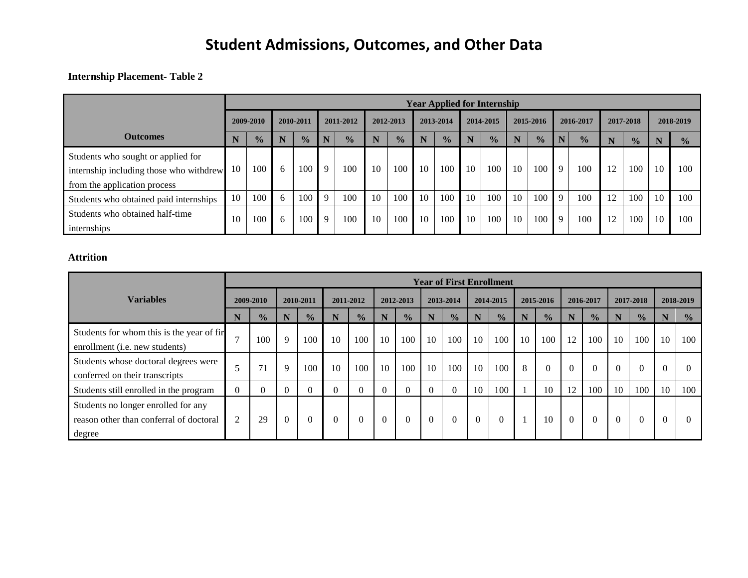# Student Admissions, Outcomes, and Other Data

**Internship Placement- Table 2**

| Outcomes | Year Applied for Internship | | | | | | | | | | | | | | | | | | | |
|---|---|---|---|---|---|---|---|---|---|---|---|---|---|---|---|---|---|---|---|---|
| | 2009-2010 | | 2010-2011 | | 2011-2012 | | 2012-2013 | | 2013-2014 | | 2014-2015 | | 2015-2016 | | 2016-2017 | | 2017-2018 | | 2018-2019 | |
| | N | % | N | % | N | % | N | % | N | % | N | % | N | % | N | % | N | % | N | % |
| Students who sought or applied for internship including those who withdrew from the application process | 10 | 100 | 6 | 100 | 9 | 100 | 10 | 100 | 10 | 100 | 10 | 100 | 10 | 100 | 9 | 100 | 12 | 100 | 10 | 100 |
| Students who obtained paid internships | 10 | 100 | 6 | 100 | 9 | 100 | 10 | 100 | 10 | 100 | 10 | 100 | 10 | 100 | 9 | 100 | 12 | 100 | 10 | 100 |
| Students who obtained half-time internships | 10 | 100 | 6 | 100 | 9 | 100 | 10 | 100 | 10 | 100 | 10 | 100 | 10 | 100 | 9 | 100 | 12 | 100 | 10 | 100 |

**Attrition**

| Variables | Year of First Enrollment | | | | | | | | | | | | | | | | | | | |
|---|---|---|---|---|---|---|---|---|---|---|---|---|---|---|---|---|---|---|---|---|
| | 2009-2010 | | 2010-2011 | | 2011-2012 | | 2012-2013 | | 2013-2014 | | 2014-2015 | | 2015-2016 | | 2016-2017 | | 2017-2018 | | 2018-2019 | |
| | N | % | N | % | N | % | N | % | N | % | N | % | N | % | N | % | N | % | N | % |
| Students for whom this is the year of fir enrollment (i.e. new students) | 7 | 100 | 9 | 100 | 10 | 100 | 10 | 100 | 10 | 100 | 10 | 100 | 10 | 100 | 12 | 100 | 10 | 100 | 10 | 100 |
| Students whose doctoral degrees were conferred on their transcripts | 5 | 71 | 9 | 100 | 10 | 100 | 10 | 100 | 10 | 100 | 10 | 100 | 8 | 0 | 0 | 0 | 0 | 0 | 0 | 0 |
| Students still enrolled in the program | 0 | 0 | 0 | 0 | 0 | 0 | 0 | 0 | 0 | 0 | 10 | 100 | 1 | 10 | 12 | 100 | 10 | 100 | 10 | 100 |
| Students no longer enrolled for any reason other than conferral of doctoral degree | 2 | 29 | 0 | 0 | 0 | 0 | 0 | 0 | 0 | 0 | 0 | 0 | 1 | 10 | 0 | 0 | 0 | 0 | 0 | 0 |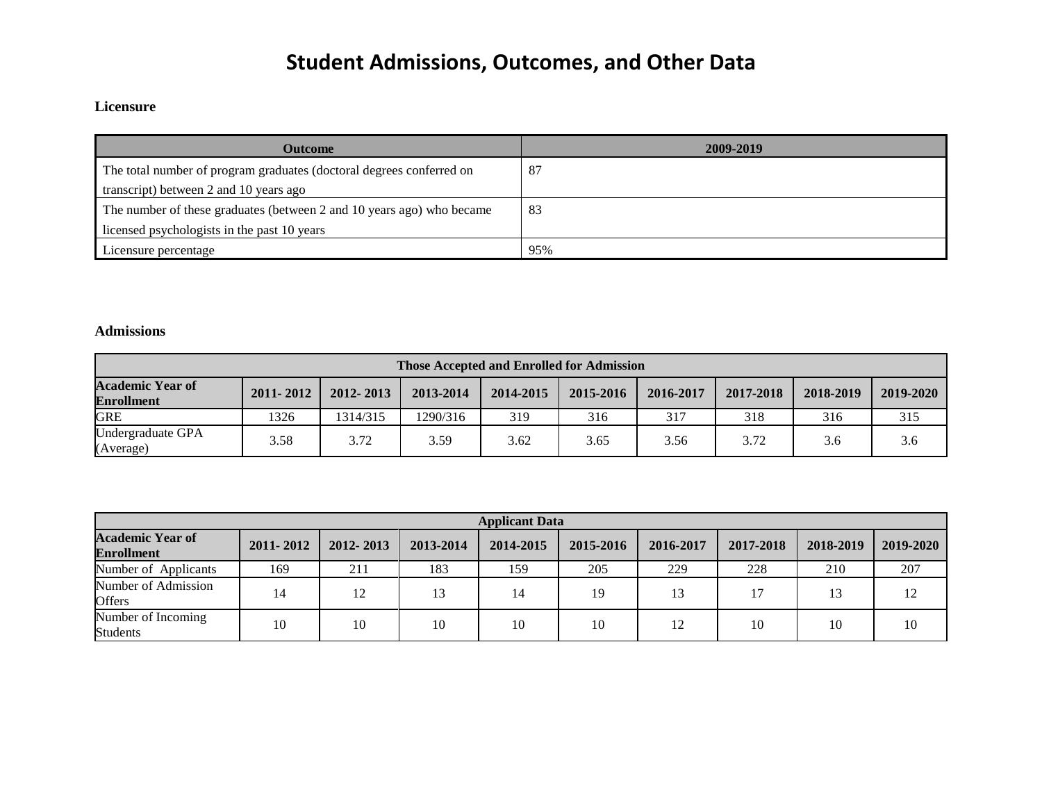# Student Admissions, Outcomes, and Other Data

**Licensure**

| Outcome | 2009-2019 |
|---|---|
| The total number of program graduates (doctoral degrees conferred on transcript) between 2 and 10 years ago | 87 |
| The number of these graduates (between 2 and 10 years ago) who became licensed psychologists in the past 10 years | 83 |
| Licensure percentage | 95% |

**Admissions**

| Those Accepted and Enrolled for Admission | | | | | | | | | |
|---|---|---|---|---|---|---|---|---|---|
| **Academic Year of Enrollment** | **2011- 2012** | **2012- 2013** | **2013-2014** | **2014-2015** | **2015-2016** | **2016-2017** | **2017-2018** | **2018-2019** | **2019-2020** |
| GRE | 1326 | 1314/315 | 1290/316 | 319 | 316 | 317 | 318 | 316 | 315 |
| Undergraduate GPA (Average) | 3.58 | 3.72 | 3.59 | 3.62 | 3.65 | 3.56 | 3.72 | 3.6 | 3.6 |

| Applicant Data | | | | | | | | | |
|---|---|---|---|---|---|---|---|---|---|
| **Academic Year of Enrollment** | **2011- 2012** | **2012- 2013** | **2013-2014** | **2014-2015** | **2015-2016** | **2016-2017** | **2017-2018** | **2018-2019** | **2019-2020** |
| Number of Applicants | 169 | 211 | 183 | 159 | 205 | 229 | 228 | 210 | 207 |
| Number of Admission Offers | 14 | 12 | 13 | 14 | 19 | 13 | 17 | 13 | 12 |
| Number of Incoming Students | 10 | 10 | 10 | 10 | 10 | 12 | 10 | 10 | 10 |